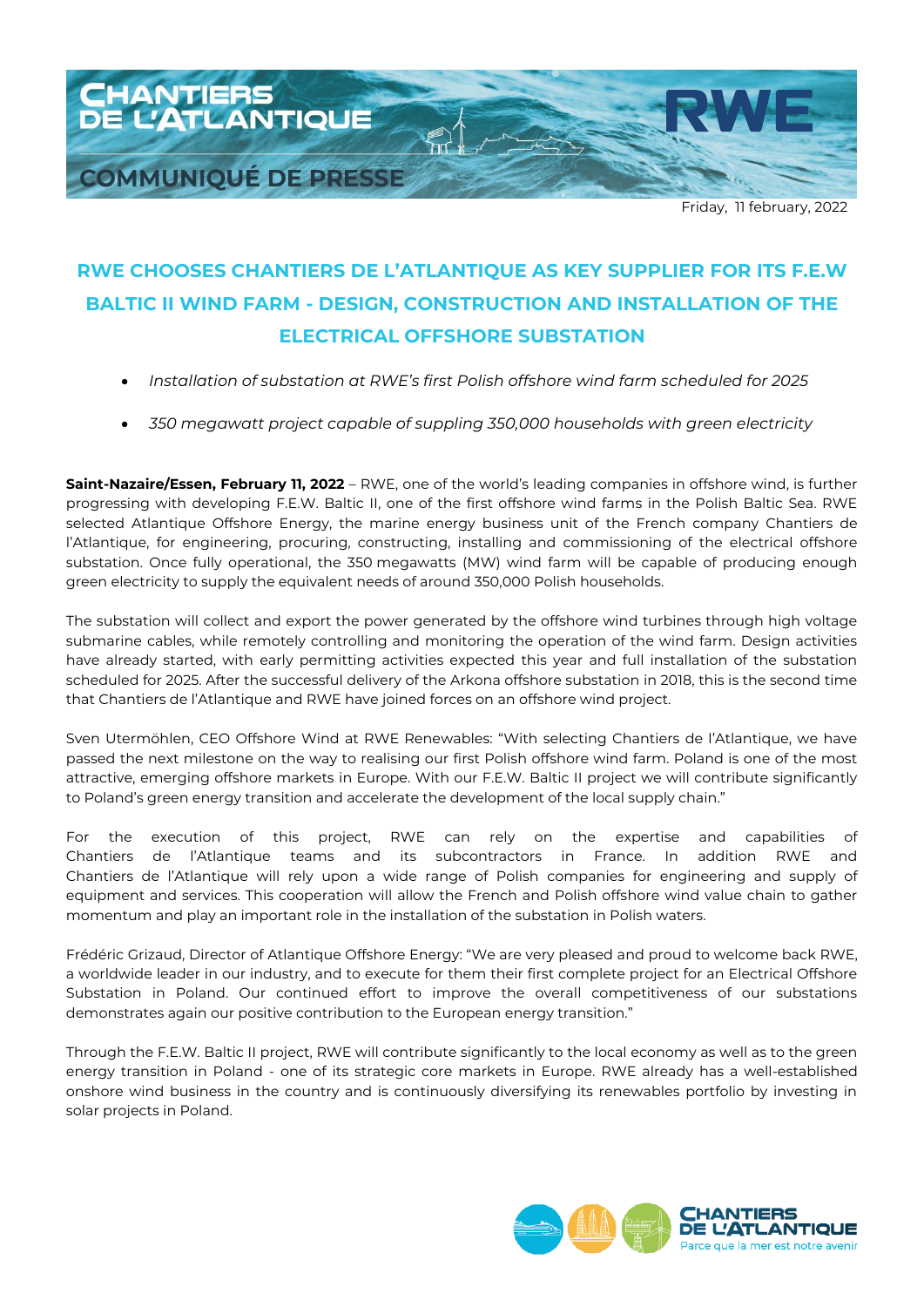COMMUNIQUÉ DE PRESSE

Friday, 11 february, 2022

# RWE CHOOSES CHANTIERS DE L'ATLANTIQUE AS KEY SUPPLIER FOR ITS F.E.W BALTIC II WIND FARM - DESIGN, CONSTRUCTION AND INSTALLATION OF THE ELECTRICAL OFFSHORE SUBSTATION

- *Installation of substation at RWE's first Polish offshore wind farm scheduled for 2025*
- *350 megawatt project capable of suppling 350,000 households with green electricity*

**Saint-Nazaire/Essen, February 11, 2022** – RWE, one of the world's leading companies in offshore wind, is further progressing with developing F.E.W. Baltic II, one of the first offshore wind farms in the Polish Baltic Sea. RWE selected Atlantique Offshore Energy, the marine energy business unit of the French company Chantiers de l'Atlantique, for engineering, procuring, constructing, installing and commissioning of the electrical offshore substation. Once fully operational, the 350 megawatts (MW) wind farm will be capable of producing enough green electricity to supply the equivalent needs of around 350,000 Polish households.

The substation will collect and export the power generated by the offshore wind turbines through high voltage submarine cables, while remotely controlling and monitoring the operation of the wind farm. Design activities have already started, with early permitting activities expected this year and full installation of the substation scheduled for 2025. After the successful delivery of the Arkona offshore substation in 2018, this is the second time that Chantiers de l'Atlantique and RWE have joined forces on an offshore wind project.

Sven Utermöhlen, CEO Offshore Wind at RWE Renewables: "With selecting Chantiers de l'Atlantique, we have passed the next milestone on the way to realising our first Polish offshore wind farm. Poland is one of the most attractive, emerging offshore markets in Europe. With our F.E.W. Baltic II project we will contribute significantly to Poland's green energy transition and accelerate the development of the local supply chain."

For the execution of this project, RWE can rely on the expertise and capabilities of Chantiers de l'Atlantique teams and its subcontractors in France. In addition RWE and Chantiers de l'Atlantique will rely upon a wide range of Polish companies for engineering and supply of equipment and services. This cooperation will allow the French and Polish offshore wind value chain to gather momentum and play an important role in the installation of the substation in Polish waters.

Frédéric Grizaud, Director of Atlantique Offshore Energy: "We are very pleased and proud to welcome back RWE, a worldwide leader in our industry, and to execute for them their first complete project for an Electrical Offshore Substation in Poland. Our continued effort to improve the overall competitiveness of our substations demonstrates again our positive contribution to the European energy transition."

Through the F.E.W. Baltic II project, RWE will contribute significantly to the local economy as well as to the green energy transition in Poland - one of its strategic core markets in Europe. RWE already has a well-established onshore wind business in the country and is continuously diversifying its renewables portfolio by investing in solar projects in Poland.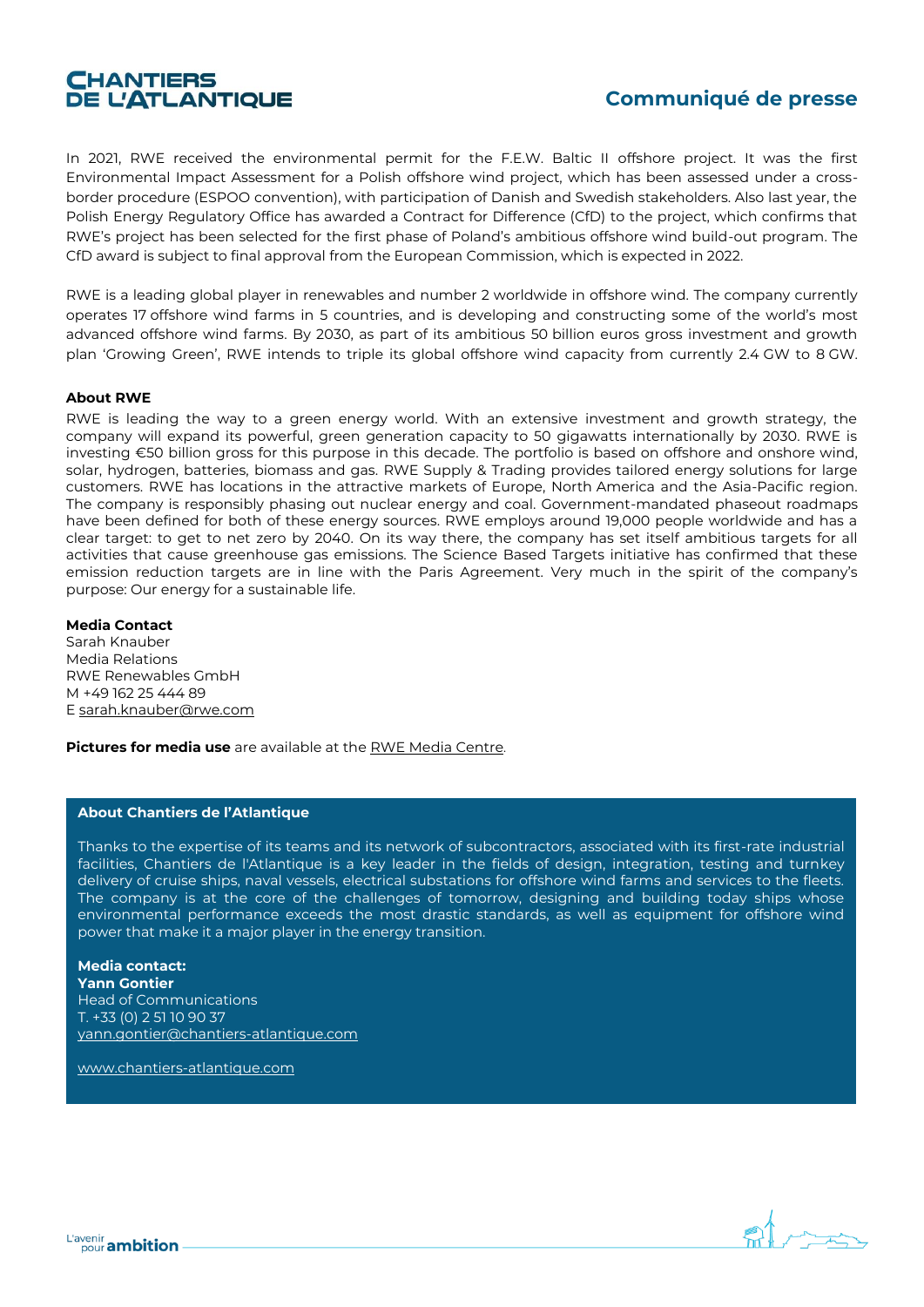In 2021, RWE received the environmental permit for the F.E.W. Baltic II offshore project. It was the first Environmental Impact Assessment for a Polish offshore wind project, which has been assessed under a cross-border procedure (ESPOO convention), with participation of Danish and Swedish stakeholders. Also last year, the Polish Energy Regulatory Office has awarded a Contract for Difference (CfD) to the project, which confirms that RWE's project has been selected for the first phase of Poland's ambitious offshore wind build-out program. The CfD award is subject to final approval from the European Commission, which is expected in 2022.

RWE is a leading global player in renewables and number 2 worldwide in offshore wind. The company currently operates 17 offshore wind farms in 5 countries, and is developing and constructing some of the world's most advanced offshore wind farms. By 2030, as part of its ambitious 50 billion euros gross investment and growth plan 'Growing Green', RWE intends to triple its global offshore wind capacity from currently 2.4 GW to 8 GW.

**About RWE**

RWE is leading the way to a green energy world. With an extensive investment and growth strategy, the company will expand its powerful, green generation capacity to 50 gigawatts internationally by 2030. RWE is investing €50 billion gross for this purpose in this decade. The portfolio is based on offshore and onshore wind, solar, hydrogen, batteries, biomass and gas. RWE Supply & Trading provides tailored energy solutions for large customers. RWE has locations in the attractive markets of Europe, North America and the Asia-Pacific region. The company is responsibly phasing out nuclear energy and coal. Government-mandated phaseout roadmaps have been defined for both of these energy sources. RWE employs around 19,000 people worldwide and has a clear target: to get to net zero by 2040. On its way there, the company has set itself ambitious targets for all activities that cause greenhouse gas emissions. The Science Based Targets initiative has confirmed that these emission reduction targets are in line with the Paris Agreement. Very much in the spirit of the company's purpose: Our energy for a sustainable life.

**Media Contact**
Sarah Knauber
Media Relations
RWE Renewables GmbH
M +49 162 25 444 89
E sarah.knauber@rwe.com

**Pictures for media use** are available at the RWE Media Centre.

**About Chantiers de l'Atlantique**

Thanks to the expertise of its teams and its network of subcontractors, associated with its first-rate industrial facilities, Chantiers de l'Atlantique is a key leader in the fields of design, integration, testing and turnkey delivery of cruise ships, naval vessels, electrical substations for offshore wind farms and services to the fleets. The company is at the core of the challenges of tomorrow, designing and building today ships whose environmental performance exceeds the most drastic standards, as well as equipment for offshore wind power that make it a major player in the energy transition.

**Media contact:**
**Yann Gontier**
Head of Communications
T. +33 (0) 2 51 10 90 37
yann.gontier@chantiers-atlantique.com

www.chantiers-atlantique.com